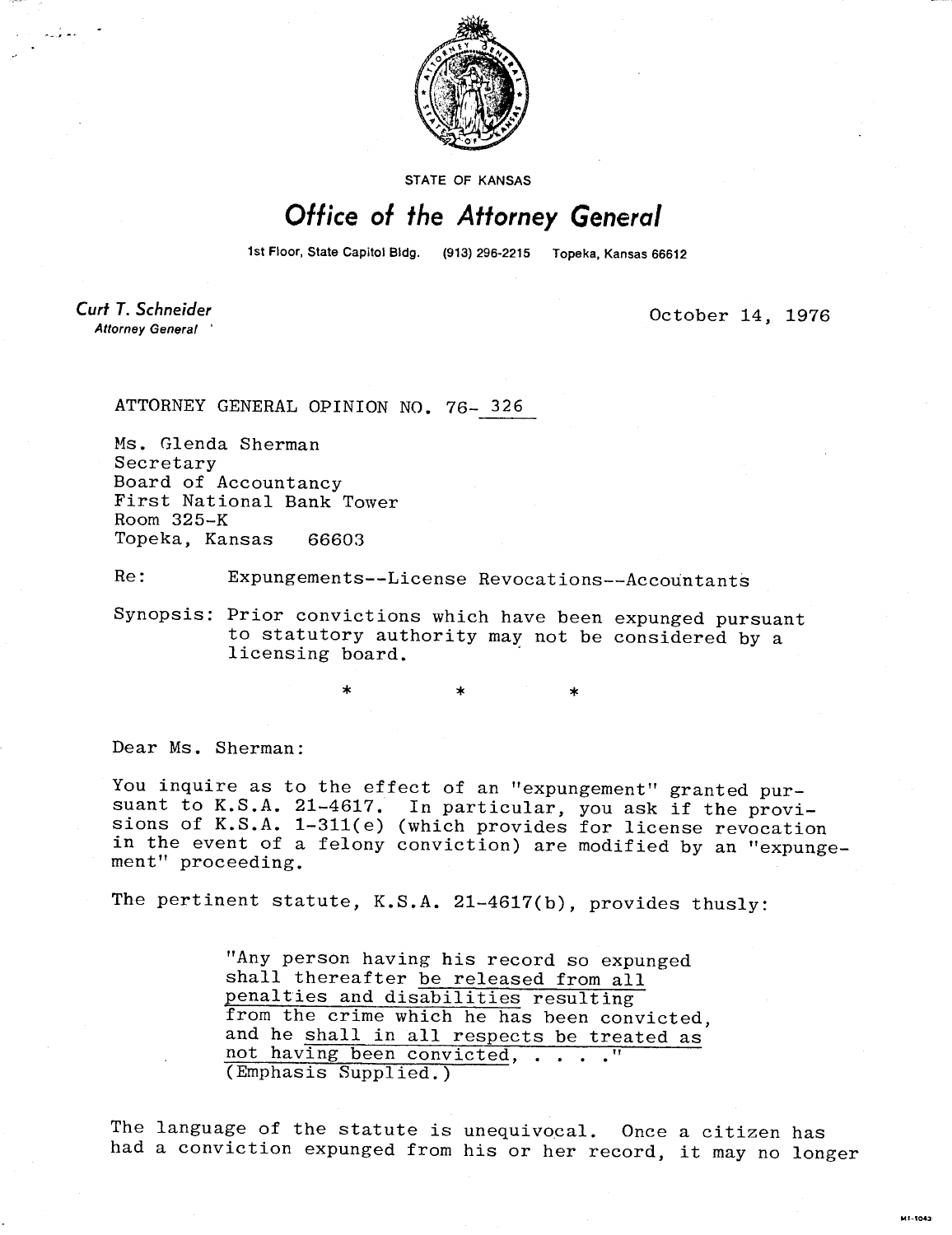STATE OF KANSAS

# *Office of the Attorney General*

1st Floor, State Capitol Bldg. (913) 296-2215 Topeka, Kansas 66612

***Curt T. Schneider***
*Attorney General*

October 14, 1976

ATTORNEY GENERAL OPINION NO. 76- 326

Ms. Glenda Sherman
Secretary
Board of Accountancy
First National Bank Tower
Room 325-K
Topeka, Kansas 66603

Re: Expungements--License Revocations--Accountants

Synopsis: Prior convictions which have been expunged pursuant to statutory authority may not be considered by a licensing board.

\* \* \*

Dear Ms. Sherman:

You inquire as to the effect of an "expungement" granted pursuant to K.S.A. 21-4617. In particular, you ask if the provisions of K.S.A. 1-311(e) (which provides for license revocation in the event of a felony conviction) are modified by an "expungement" proceeding.

The pertinent statute, K.S.A. 21-4617(b), provides thusly:

> "Any person having his record so expunged shall thereafter be released from all penalties and disabilities resulting from the crime which he has been convicted, and he shall in all respects be treated as not having been convicted, . . . ." (Emphasis Supplied.)

The language of the statute is unequivocal. Once a citizen has had a conviction expunged from his or her record, it may no longer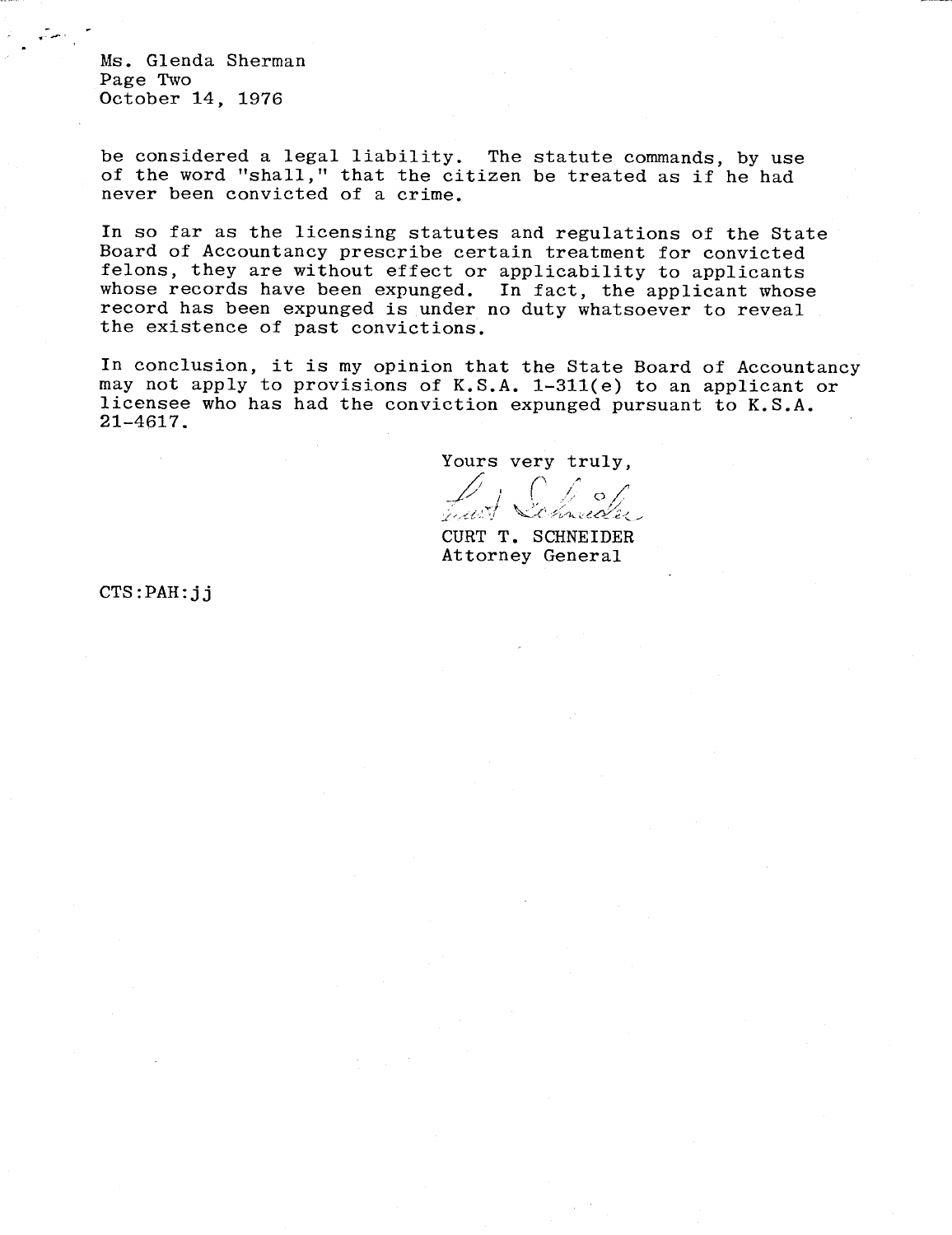Ms. Glenda Sherman
Page Two
October 14, 1976

be considered a legal liability. The statute commands, by use of the word "shall," that the citizen be treated as if he had never been convicted of a crime.

In so far as the licensing statutes and regulations of the State Board of Accountancy prescribe certain treatment for convicted felons, they are without effect or applicability to applicants whose records have been expunged. In fact, the applicant whose record has been expunged is under no duty whatsoever to reveal the existence of past convictions.

In conclusion, it is my opinion that the State Board of Accountancy may not apply to provisions of K.S.A. 1-311(e) to an applicant or licensee who has had the conviction expunged pursuant to K.S.A. 21-4617.

Yours very truly,

Curt Schneider

CURT T. SCHNEIDER
Attorney General

CTS:PAH:jj